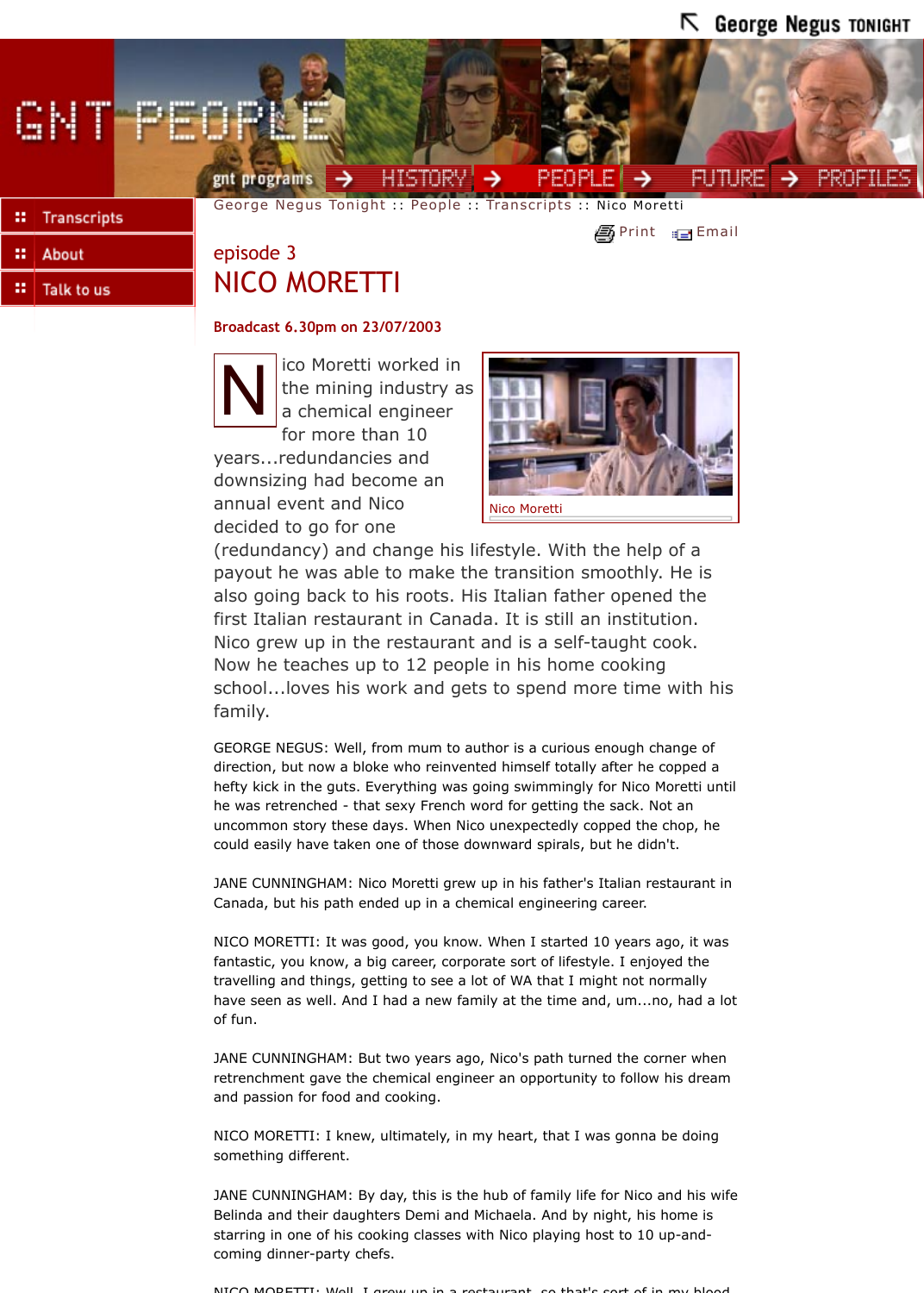George Negus Tonight :: People :: Transcripts :: Nico Moretti

episode 3

# NICO MORETTI

**Broadcast 6.30pm on 23/07/2003**

Nico Moretti worked in the mining industry as a chemical engineer for more than 10 years...redundancies and downsizing had become an annual event and Nico decided to go for one (redundancy) and change his lifestyle. With the help of a payout he was able to make the transition smoothly. He is also going back to his roots. His Italian father opened the first Italian restaurant in Canada. It is still an institution. Nico grew up in the restaurant and is a self-taught cook. Now he teaches up to 12 people in his home cooking school...loves his work and gets to spend more time with his family.

Nico Moretti

GEORGE NEGUS: Well, from mum to author is a curious enough change of direction, but now a bloke who reinvented himself totally after he copped a hefty kick in the guts. Everything was going swimmingly for Nico Moretti until he was retrenched - that sexy French word for getting the sack. Not an uncommon story these days. When Nico unexpectedly copped the chop, he could easily have taken one of those downward spirals, but he didn't.

JANE CUNNINGHAM: Nico Moretti grew up in his father's Italian restaurant in Canada, but his path ended up in a chemical engineering career.

NICO MORETTI: It was good, you know. When I started 10 years ago, it was fantastic, you know, a big career, corporate sort of lifestyle. I enjoyed the travelling and things, getting to see a lot of WA that I might not normally have seen as well. And I had a new family at the time and, um...no, had a lot of fun.

JANE CUNNINGHAM: But two years ago, Nico's path turned the corner when retrenchment gave the chemical engineer an opportunity to follow his dream and passion for food and cooking.

NICO MORETTI: I knew, ultimately, in my heart, that I was gonna be doing something different.

JANE CUNNINGHAM: By day, this is the hub of family life for Nico and his wife Belinda and their daughters Demi and Michaela. And by night, his home is starring in one of his cooking classes with Nico playing host to 10 up-and-coming dinner-party chefs.

NICO MORETTI: Well, I grew up in a restaurant, so that's sort of in my blood.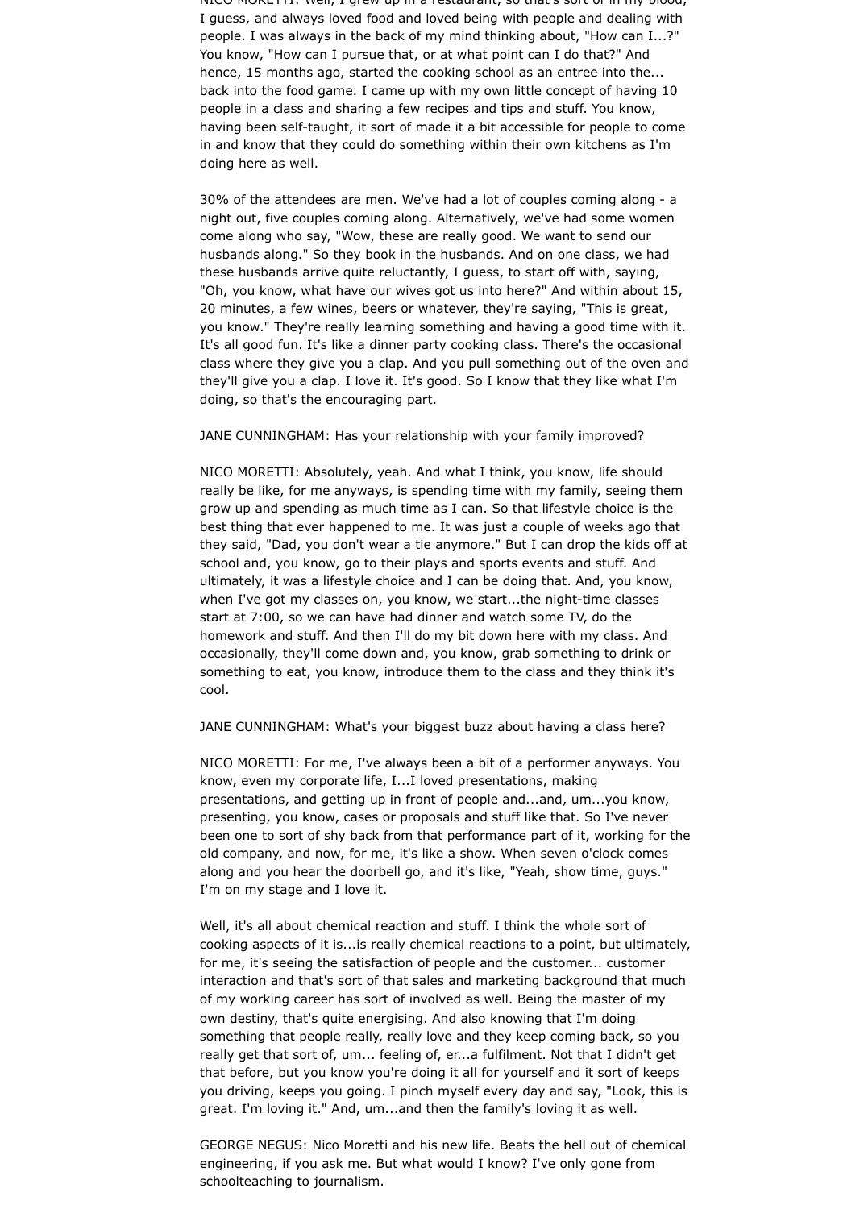NICO MORETTI: Well, I grew up in a restaurant, so that's sort of in my blood, I guess, and always loved food and loved being with people and dealing with people. I was always in the back of my mind thinking about, "How can I...?" You know, "How can I pursue that, or at what point can I do that?" And hence, 15 months ago, started the cooking school as an entree into the... back into the food game. I came up with my own little concept of having 10 people in a class and sharing a few recipes and tips and stuff. You know, having been self-taught, it sort of made it a bit accessible for people to come in and know that they could do something within their own kitchens as I'm doing here as well.

30% of the attendees are men. We've had a lot of couples coming along - a night out, five couples coming along. Alternatively, we've had some women come along who say, "Wow, these are really good. We want to send our husbands along." So they book in the husbands. And on one class, we had these husbands arrive quite reluctantly, I guess, to start off with, saying, "Oh, you know, what have our wives got us into here?" And within about 15, 20 minutes, a few wines, beers or whatever, they're saying, "This is great, you know." They're really learning something and having a good time with it. It's all good fun. It's like a dinner party cooking class. There's the occasional class where they give you a clap. And you pull something out of the oven and they'll give you a clap. I love it. It's good. So I know that they like what I'm doing, so that's the encouraging part.

JANE CUNNINGHAM: Has your relationship with your family improved?

NICO MORETTI: Absolutely, yeah. And what I think, you know, life should really be like, for me anyways, is spending time with my family, seeing them grow up and spending as much time as I can. So that lifestyle choice is the best thing that ever happened to me. It was just a couple of weeks ago that they said, "Dad, you don't wear a tie anymore." But I can drop the kids off at school and, you know, go to their plays and sports events and stuff. And ultimately, it was a lifestyle choice and I can be doing that. And, you know, when I've got my classes on, you know, we start...the night-time classes start at 7:00, so we can have had dinner and watch some TV, do the homework and stuff. And then I'll do my bit down here with my class. And occasionally, they'll come down and, you know, grab something to drink or something to eat, you know, introduce them to the class and they think it's cool.

JANE CUNNINGHAM: What's your biggest buzz about having a class here?

NICO MORETTI: For me, I've always been a bit of a performer anyways. You know, even my corporate life, I...I loved presentations, making presentations, and getting up in front of people and...and, um...you know, presenting, you know, cases or proposals and stuff like that. So I've never been one to sort of shy back from that performance part of it, working for the old company, and now, for me, it's like a show. When seven o'clock comes along and you hear the doorbell go, and it's like, "Yeah, show time, guys." I'm on my stage and I love it.

Well, it's all about chemical reaction and stuff. I think the whole sort of cooking aspects of it is...is really chemical reactions to a point, but ultimately, for me, it's seeing the satisfaction of people and the customer... customer interaction and that's sort of that sales and marketing background that much of my working career has sort of involved as well. Being the master of my own destiny, that's quite energising. And also knowing that I'm doing something that people really, really love and they keep coming back, so you really get that sort of, um... feeling of, er...a fulfilment. Not that I didn't get that before, but you know you're doing it all for yourself and it sort of keeps you driving, keeps you going. I pinch myself every day and say, "Look, this is great. I'm loving it." And, um...and then the family's loving it as well.

GEORGE NEGUS: Nico Moretti and his new life. Beats the hell out of chemical engineering, if you ask me. But what would I know? I've only gone from schoolteaching to journalism.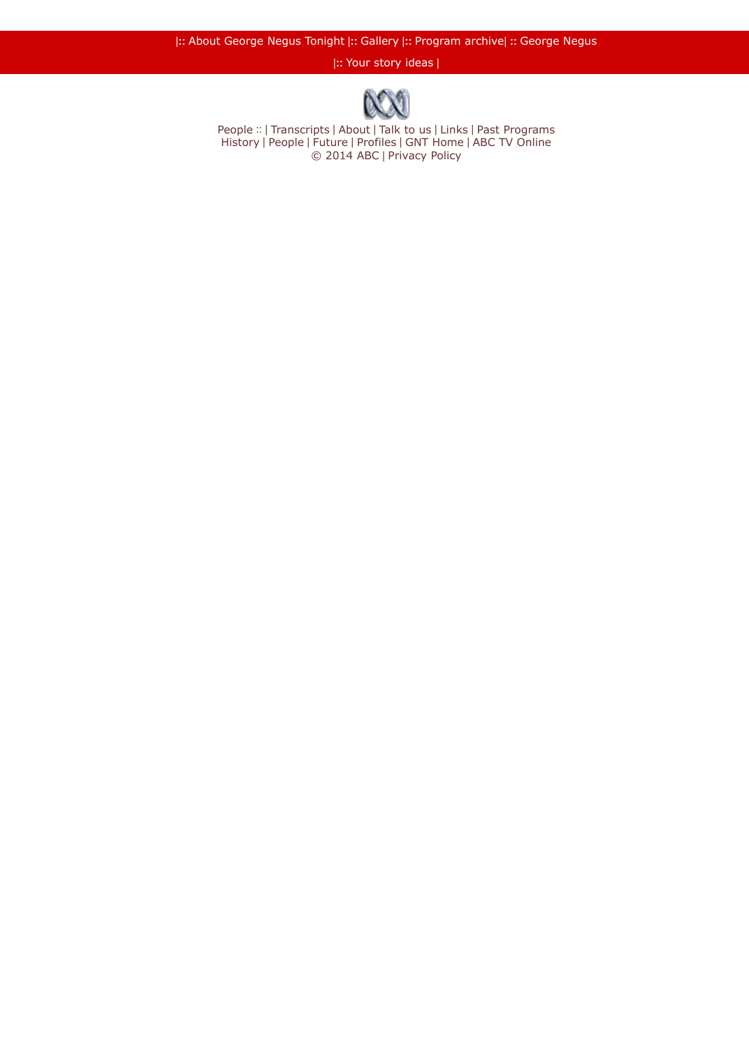|:: About George Negus Tonight |:: Gallery |:: Program archive| :: George Negus

|:: Your story ideas |

People :: | Transcripts | About | Talk to us | Links | Past Programs
History | People | Future | Profiles | GNT Home | ABC TV Online
© 2014 ABC | Privacy Policy